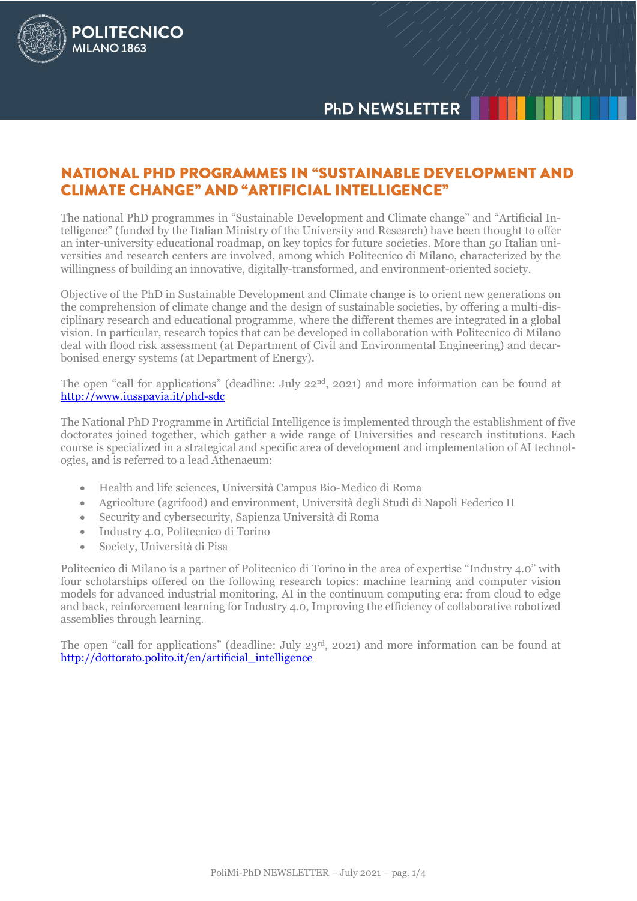# NATIONAL PHD PROGRAMMES IN "SUSTAINABLE DEVELOPMENT AND CLIMATE CHANGE" AND "ARTIFICIAL INTELLIGENCE"

The national PhD programmes in "Sustainable Development and Climate change" and "Artificial Intelligence" (funded by the Italian Ministry of the University and Research) have been thought to offer an inter-university educational roadmap, on key topics for future societies. More than 50 Italian universities and research centers are involved, among which Politecnico di Milano, characterized by the willingness of building an innovative, digitally-transformed, and environment-oriented society.

Objective of the PhD in Sustainable Development and Climate change is to orient new generations on the comprehension of climate change and the design of sustainable societies, by offering a multi-disciplinary research and educational programme, where the different themes are integrated in a global vision. In particular, research topics that can be developed in collaboration with Politecnico di Milano deal with flood risk assessment (at Department of Civil and Environmental Engineering) and decarbonised energy systems (at Department of Energy).

The open "call for applications" (deadline: July 22nd, 2021) and more information can be found at http://www.iusspavia.it/phd-sdc

The National PhD Programme in Artificial Intelligence is implemented through the establishment of five doctorates joined together, which gather a wide range of Universities and research institutions. Each course is specialized in a strategical and specific area of development and implementation of AI technologies, and is referred to a lead Athenaeum:

- Health and life sciences, Università Campus Bio-Medico di Roma
- Agricolture (agrifood) and environment, Università degli Studi di Napoli Federico II
- Security and cybersecurity, Sapienza Università di Roma
- Industry 4.0, Politecnico di Torino
- Society, Università di Pisa

Politecnico di Milano is a partner of Politecnico di Torino in the area of expertise "Industry 4.0" with four scholarships offered on the following research topics: machine learning and computer vision models for advanced industrial monitoring, AI in the continuum computing era: from cloud to edge and back, reinforcement learning for Industry 4.0, Improving the efficiency of collaborative robotized assemblies through learning.

The open "call for applications" (deadline: July 23rd, 2021) and more information can be found at http://dottorato.polito.it/en/artificial_intelligence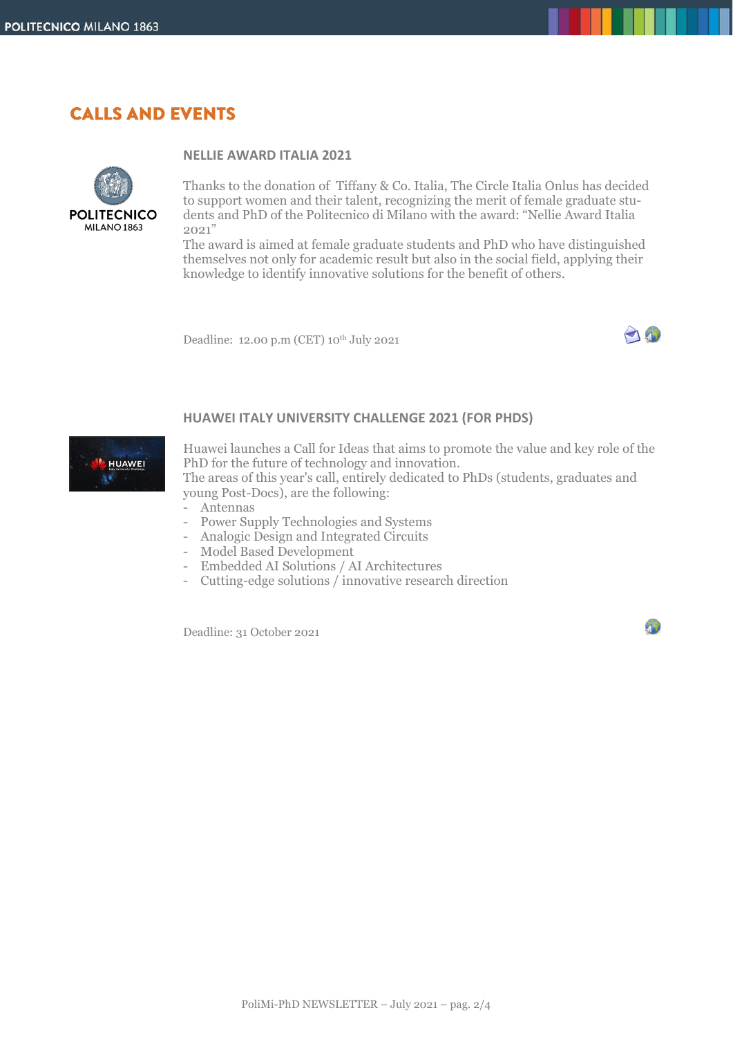# CALLS AND EVENTS

## NELLIE AWARD ITALIA 2021

Thanks to the donation of Tiffany & Co. Italia, The Circle Italia Onlus has decided to support women and their talent, recognizing the merit of female graduate students and PhD of the Politecnico di Milano with the award: "Nellie Award Italia 2021"

The award is aimed at female graduate students and PhD who have distinguished themselves not only for academic result but also in the social field, applying their knowledge to identify innovative solutions for the benefit of others.

Deadline: 12.00 p.m (CET) 10th July 2021

## HUAWEI ITALY UNIVERSITY CHALLENGE 2021 (FOR PHDS)

Huawei launches a Call for Ideas that aims to promote the value and key role of the PhD for the future of technology and innovation.

The areas of this year's call, entirely dedicated to PhDs (students, graduates and young Post-Docs), are the following:

- Antennas
- Power Supply Technologies and Systems
- Analogic Design and Integrated Circuits
- Model Based Development
- Embedded AI Solutions / AI Architectures
- Cutting-edge solutions / innovative research direction

Deadline: 31 October 2021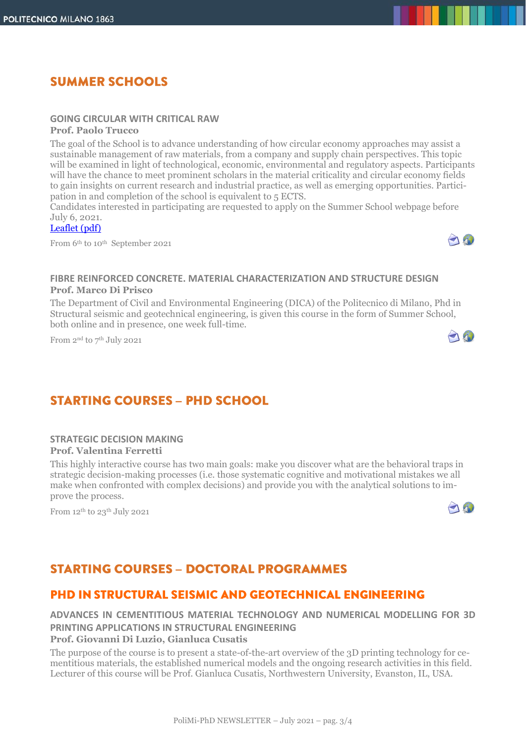## SUMMER SCHOOLS

### GOING CIRCULAR WITH CRITICAL RAW

**Prof. Paolo Trucco**

The goal of the School is to advance understanding of how circular economy approaches may assist a sustainable management of raw materials, from a company and supply chain perspectives. This topic will be examined in light of technological, economic, environmental and regulatory aspects. Participants will have the chance to meet prominent scholars in the material criticality and circular economy fields to gain insights on current research and industrial practice, as well as emerging opportunities. Participation in and completion of the school is equivalent to 5 ECTS.

Candidates interested in participating are requested to apply on the Summer School webpage before July 6, 2021.

Leaflet (pdf)

From 6th to 10th September 2021

### FIBRE REINFORCED CONCRETE. MATERIAL CHARACTERIZATION AND STRUCTURE DESIGN

**Prof. Marco Di Prisco**

The Department of Civil and Environmental Engineering (DICA) of the Politecnico di Milano, Phd in Structural seismic and geotechnical engineering, is given this course in the form of Summer School, both online and in presence, one week full-time.

From 2nd to 7th July 2021

## STARTING COURSES – PHD SCHOOL

### STRATEGIC DECISION MAKING

**Prof. Valentina Ferretti**

This highly interactive course has two main goals: make you discover what are the behavioral traps in strategic decision-making processes (i.e. those systematic cognitive and motivational mistakes we all make when confronted with complex decisions) and provide you with the analytical solutions to improve the process.

From 12th to 23th July 2021

## STARTING COURSES – DOCTORAL PROGRAMMES

## PHD IN STRUCTURAL SEISMIC AND GEOTECHNICAL ENGINEERING

### ADVANCES IN CEMENTITIOUS MATERIAL TECHNOLOGY AND NUMERICAL MODELLING FOR 3D PRINTING APPLICATIONS IN STRUCTURAL ENGINEERING

**Prof. Giovanni Di Luzio, Gianluca Cusatis**

The purpose of the course is to present a state-of-the-art overview of the 3D printing technology for cementitious materials, the established numerical models and the ongoing research activities in this field. Lecturer of this course will be Prof. Gianluca Cusatis, Northwestern University, Evanston, IL, USA.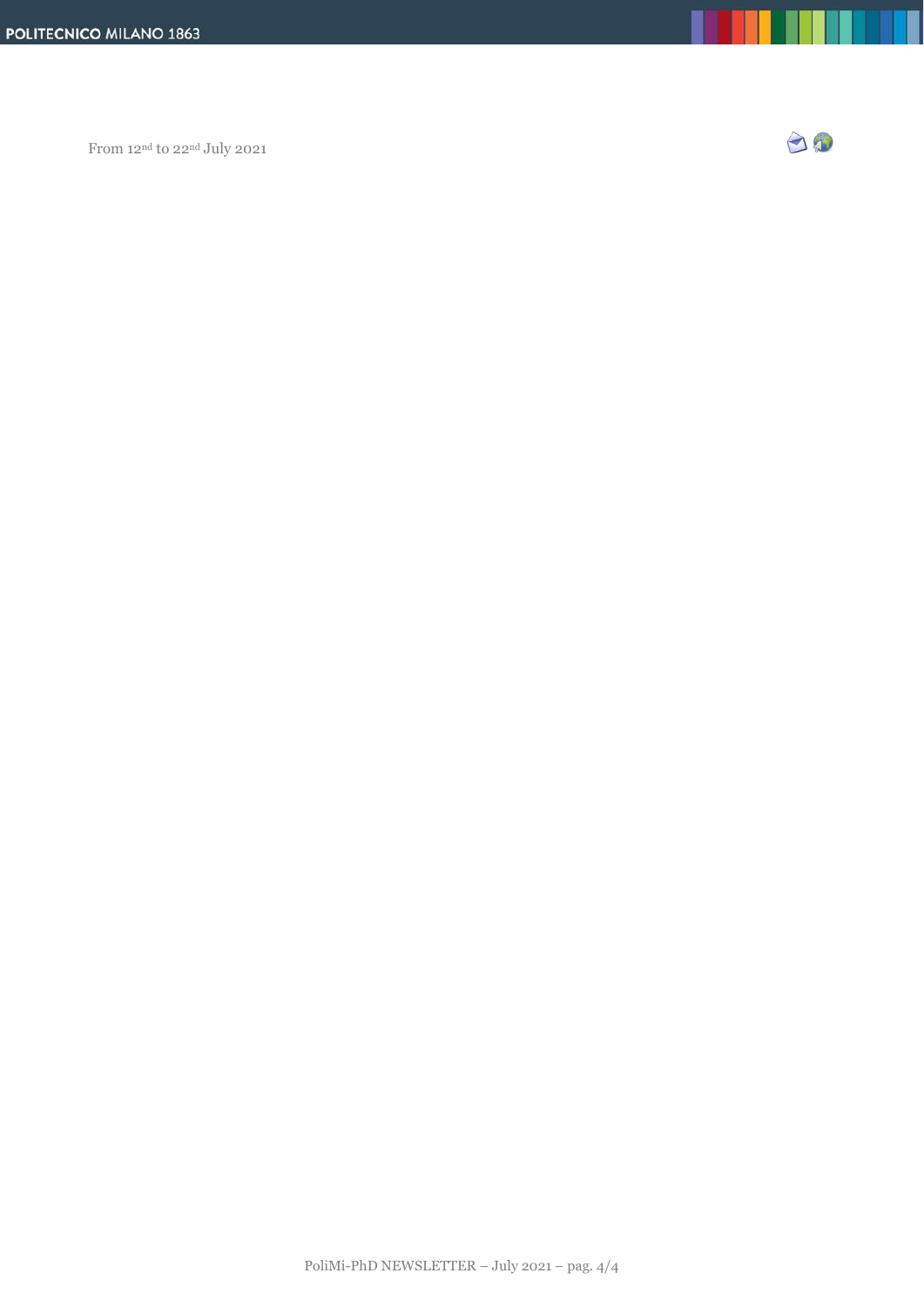From 12nd to 22nd July 2021